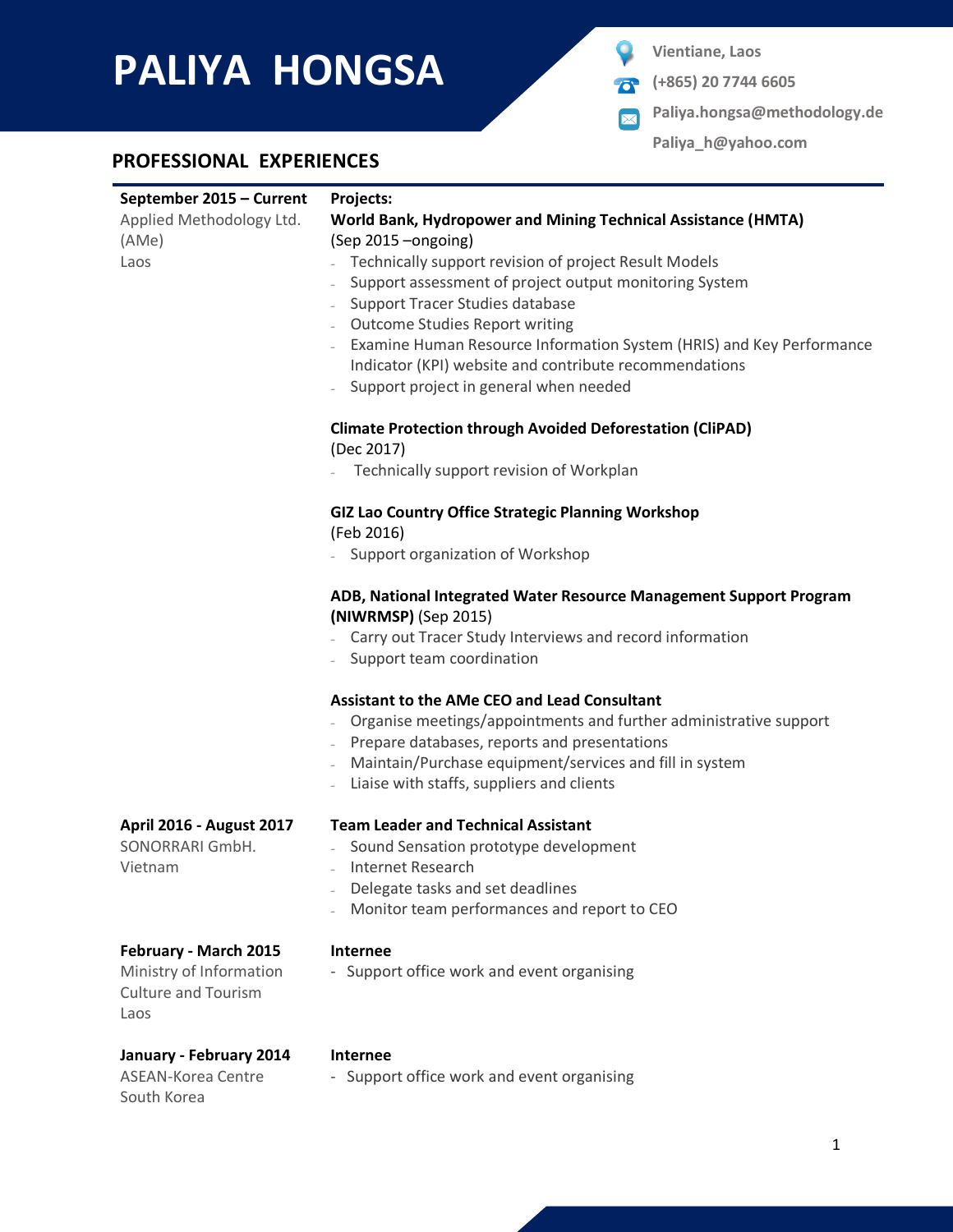# PALIYA HONGSA

Vientiane, Laos
(+865) 20 7744 6605
Paliya.hongsa@methodology.de
Paliya_h@yahoo.com

## PROFESSIONAL EXPERIENCES

**September 2015 – Current**
Applied Methodology Ltd. (AMe)
Laos

**Projects:**

**World Bank, Hydropower and Mining Technical Assistance (HMTA)**
(Sep 2015 –ongoing)

- Technically support revision of project Result Models
- Support assessment of project output monitoring System
- Support Tracer Studies database
- Outcome Studies Report writing
- Examine Human Resource Information System (HRIS) and Key Performance Indicator (KPI) website and contribute recommendations
- Support project in general when needed

**Climate Protection through Avoided Deforestation (CliPAD)**
(Dec 2017)

- Technically support revision of Workplan

**GIZ Lao Country Office Strategic Planning Workshop**
(Feb 2016)

- Support organization of Workshop

**ADB, National Integrated Water Resource Management Support Program (NIWRMSP)** (Sep 2015)

- Carry out Tracer Study Interviews and record information
- Support team coordination

**Assistant to the AMe CEO and Lead Consultant**

- Organise meetings/appointments and further administrative support
- Prepare databases, reports and presentations
- Maintain/Purchase equipment/services and fill in system
- Liaise with staffs, suppliers and clients

**April 2016 - August 2017**
SONORRARI GmbH.
Vietnam

**Team Leader and Technical Assistant**

- Sound Sensation prototype development
- Internet Research
- Delegate tasks and set deadlines
- Monitor team performances and report to CEO

**February - March 2015**
Ministry of Information Culture and Tourism
Laos

**Internee**

- Support office work and event organising

**January - February 2014**
ASEAN-Korea Centre
South Korea

**Internee**

- Support office work and event organising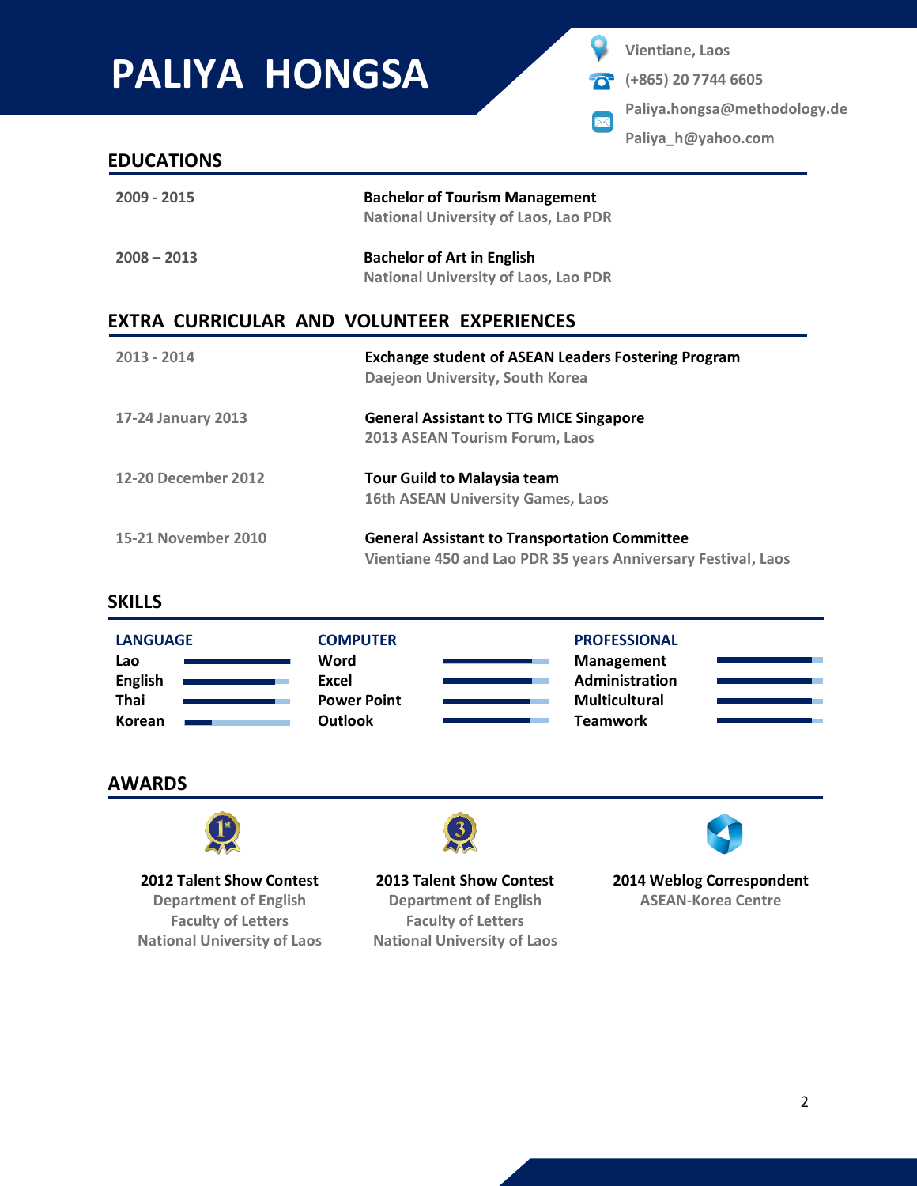# PALIYA HONGSA

Vientiane, Laos
(+865) 20 7744 6605
Paliya.hongsa@methodology.de
Paliya_h@yahoo.com

## EDUCATIONS

2009 - 2015 — **Bachelor of Tourism Management**
National University of Laos, Lao PDR

2008 – 2013 — **Bachelor of Art in English**
National University of Laos, Lao PDR

## EXTRA CURRICULAR AND VOLUNTEER EXPERIENCES

2013 - 2014 — **Exchange student of ASEAN Leaders Fostering Program**
Daejeon University, South Korea

17-24 January 2013 — **General Assistant to TTG MICE Singapore**
2013 ASEAN Tourism Forum, Laos

12-20 December 2012 — **Tour Guild to Malaysia team**
16th ASEAN University Games, Laos

15-21 November 2010 — **General Assistant to Transportation Committee**
Vientiane 450 and Lao PDR 35 years Anniversary Festival, Laos

## SKILLS

| LANGUAGE | COMPUTER | PROFESSIONAL |
|---|---|---|
| Lao | Word | Management |
| English | Excel | Administration |
| Thai | Power Point | Multicultural |
| Korean | Outlook | Teamwork |

## AWARDS

**2012 Talent Show Contest**
Department of English
Faculty of Letters
National University of Laos

**2013 Talent Show Contest**
Department of English
Faculty of Letters
National University of Laos

**2014 Weblog Correspondent**
ASEAN-Korea Centre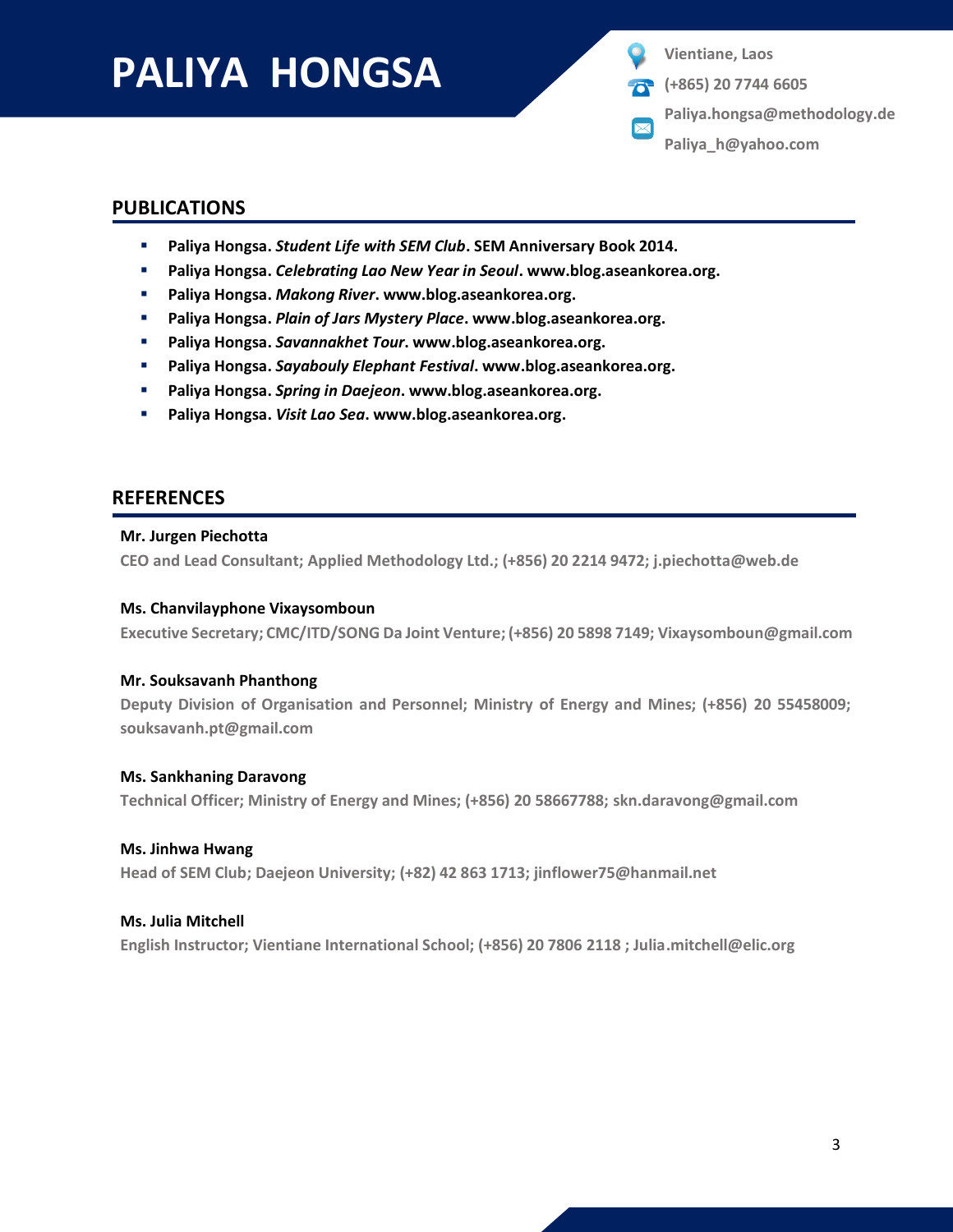# PALIYA HONGSA

Vientiane, Laos
(+865) 20 7744 6605
Paliya.hongsa@methodology.de
Paliya_h@yahoo.com

## PUBLICATIONS

- **Paliya Hongsa. *Student Life with SEM Club*. SEM Anniversary Book 2014.**
- **Paliya Hongsa. *Celebrating Lao New Year in Seoul*. www.blog.aseankorea.org.**
- **Paliya Hongsa. *Makong River*. www.blog.aseankorea.org.**
- **Paliya Hongsa. *Plain of Jars Mystery Place*. www.blog.aseankorea.org.**
- **Paliya Hongsa. *Savannakhet Tour*. www.blog.aseankorea.org.**
- **Paliya Hongsa. *Sayabouly Elephant Festival*. www.blog.aseankorea.org.**
- **Paliya Hongsa. *Spring in Daejeon*. www.blog.aseankorea.org.**
- **Paliya Hongsa. *Visit Lao Sea*. www.blog.aseankorea.org.**

## REFERENCES

**Mr. Jurgen Piechotta**
CEO and Lead Consultant; Applied Methodology Ltd.; (+856) 20 2214 9472; j.piechotta@web.de

**Ms. Chanvilayphone Vixaysomboun**
Executive Secretary; CMC/ITD/SONG Da Joint Venture; (+856) 20 5898 7149; Vixaysomboun@gmail.com

**Mr. Souksavanh Phanthong**
Deputy Division of Organisation and Personnel; Ministry of Energy and Mines; (+856) 20 55458009; souksavanh.pt@gmail.com

**Ms. Sankhaning Daravong**
Technical Officer; Ministry of Energy and Mines; (+856) 20 58667788; skn.daravong@gmail.com

**Ms. Jinhwa Hwang**
Head of SEM Club; Daejeon University; (+82) 42 863 1713; jinflower75@hanmail.net

**Ms. Julia Mitchell**
English Instructor; Vientiane International School; (+856) 20 7806 2118 ; Julia.mitchell@elic.org